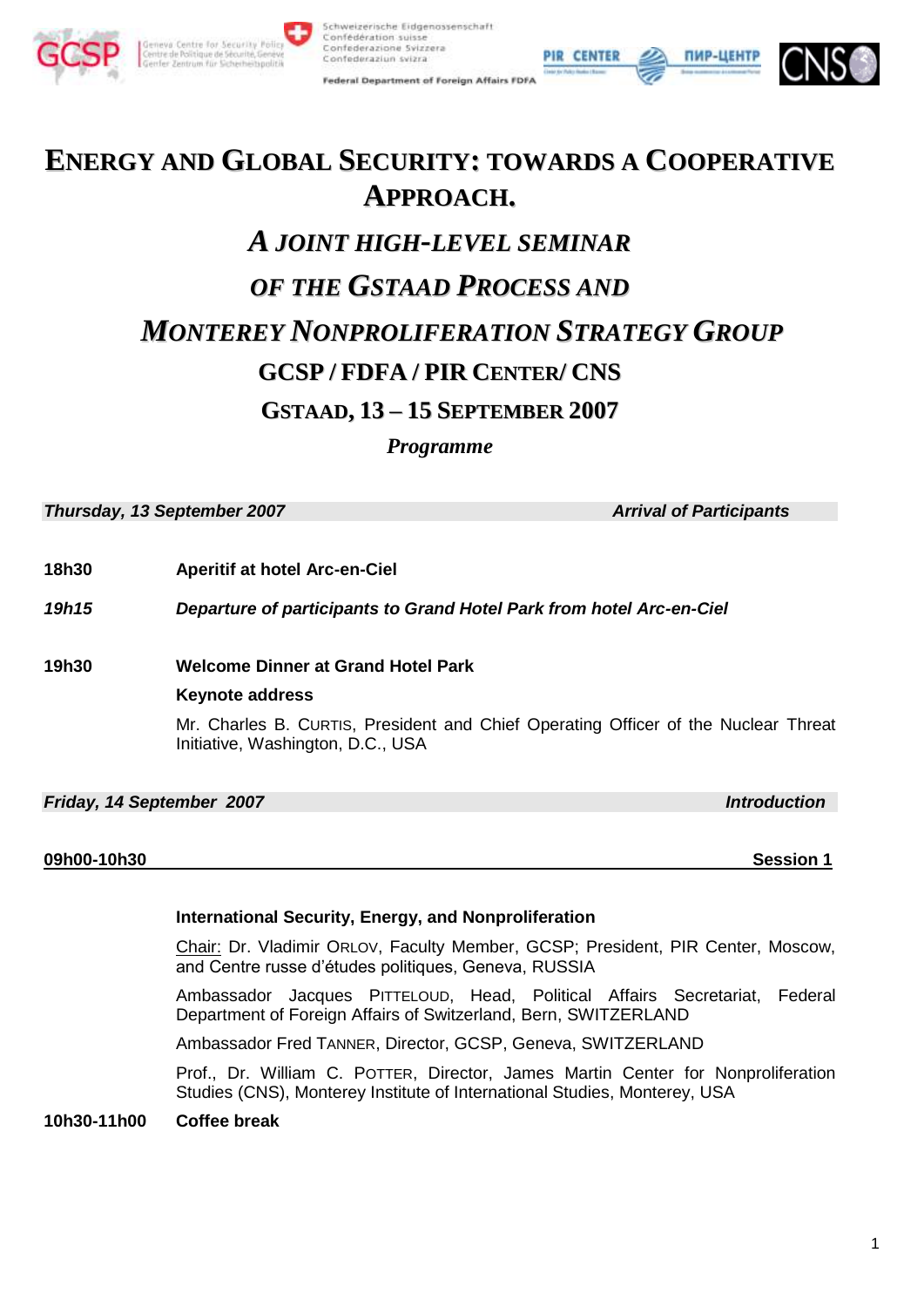# ENERGY AND GLOBAL SECURITY: TOWARDS A COOPERATIVE APPROACH.

## *A JOINT HIGH-LEVEL SEMINAR*

## *OF THE GSTAAD PROCESS AND*

## *MONTEREY NONPROLIFERATION STRATEGY GROUP*

## GCSP / FDFA / PIR CENTER/ CNS

## GSTAAD, 13 – 15 SEPTEMBER 2007

***Programme***

***Thursday, 13 September 2007*** ***Arrival of Participants***

**18h30** **Aperitif at hotel Arc-en-Ciel**

***19h15*** ***Departure of participants to Grand Hotel Park from hotel Arc-en-Ciel***

**19h30** **Welcome Dinner at Grand Hotel Park**

**Keynote address**

Mr. Charles B. CURTIS, President and Chief Operating Officer of the Nuclear Threat Initiative, Washington, D.C., USA

***Friday, 14 September 2007*** ***Introduction***

**09h00-10h30** **Session 1**

**International Security, Energy, and Nonproliferation**

Chair: Dr. Vladimir ORLOV, Faculty Member, GCSP; President, PIR Center, Moscow, and Centre russe d'études politiques, Geneva, RUSSIA

Ambassador Jacques PITTELOUD, Head, Political Affairs Secretariat, Federal Department of Foreign Affairs of Switzerland, Bern, SWITZERLAND

Ambassador Fred TANNER, Director, GCSP, Geneva, SWITZERLAND

Prof., Dr. William C. POTTER, Director, James Martin Center for Nonproliferation Studies (CNS), Monterey Institute of International Studies, Monterey, USA

**10h30-11h00** **Coffee break**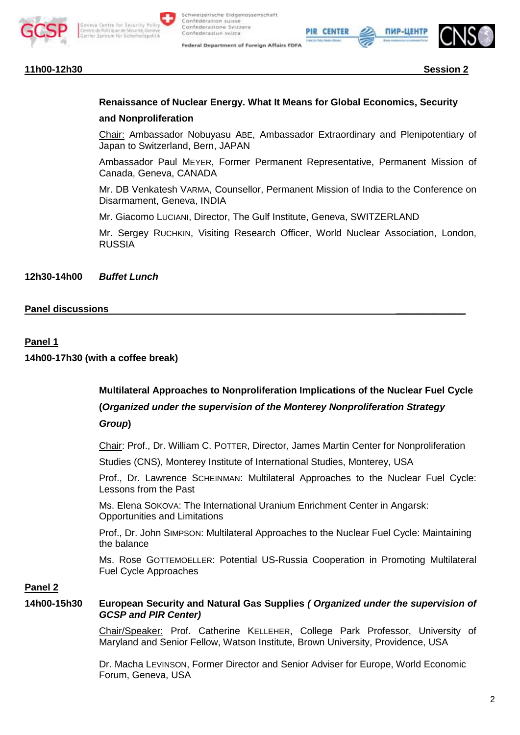**11h00-12h30** **Session 2**

**Renaissance of Nuclear Energy. What It Means for Global Economics, Security and Nonproliferation**

Chair: Ambassador Nobuyasu ABE, Ambassador Extraordinary and Plenipotentiary of Japan to Switzerland, Bern, JAPAN

Ambassador Paul MEYER, Former Permanent Representative, Permanent Mission of Canada, Geneva, CANADA

Mr. DB Venkatesh VARMA, Counsellor, Permanent Mission of India to the Conference on Disarmament, Geneva, INDIA

Mr. Giacomo LUCIANI, Director, The Gulf Institute, Geneva, SWITZERLAND

Mr. Sergey RUCHKIN, Visiting Research Officer, World Nuclear Association, London, RUSSIA

**12h30-14h00** ***Buffet Lunch***

**Panel discussions**

**Panel 1**

**14h00-17h30 (with a coffee break)**

**Multilateral Approaches to Nonproliferation Implications of the Nuclear Fuel Cycle (*Organized under the supervision of the Monterey Nonproliferation Strategy Group*)**

Chair: Prof., Dr. William C. POTTER, Director, James Martin Center for Nonproliferation Studies (CNS), Monterey Institute of International Studies, Monterey, USA

Prof., Dr. Lawrence SCHEINMAN: Multilateral Approaches to the Nuclear Fuel Cycle: Lessons from the Past

Ms. Elena SOKOVA: The International Uranium Enrichment Center in Angarsk: Opportunities and Limitations

Prof., Dr. John SIMPSON: Multilateral Approaches to the Nuclear Fuel Cycle: Maintaining the balance

Ms. Rose GOTTEMOELLER: Potential US-Russia Cooperation in Promoting Multilateral Fuel Cycle Approaches

**Panel 2**

**14h00-15h30** **European Security and Natural Gas Supplies *( Organized under the supervision of GCSP and PIR Center)***

Chair/Speaker: Prof. Catherine KELLEHER, College Park Professor, University of Maryland and Senior Fellow, Watson Institute, Brown University, Providence, USA

Dr. Macha LEVINSON, Former Director and Senior Adviser for Europe, World Economic Forum, Geneva, USA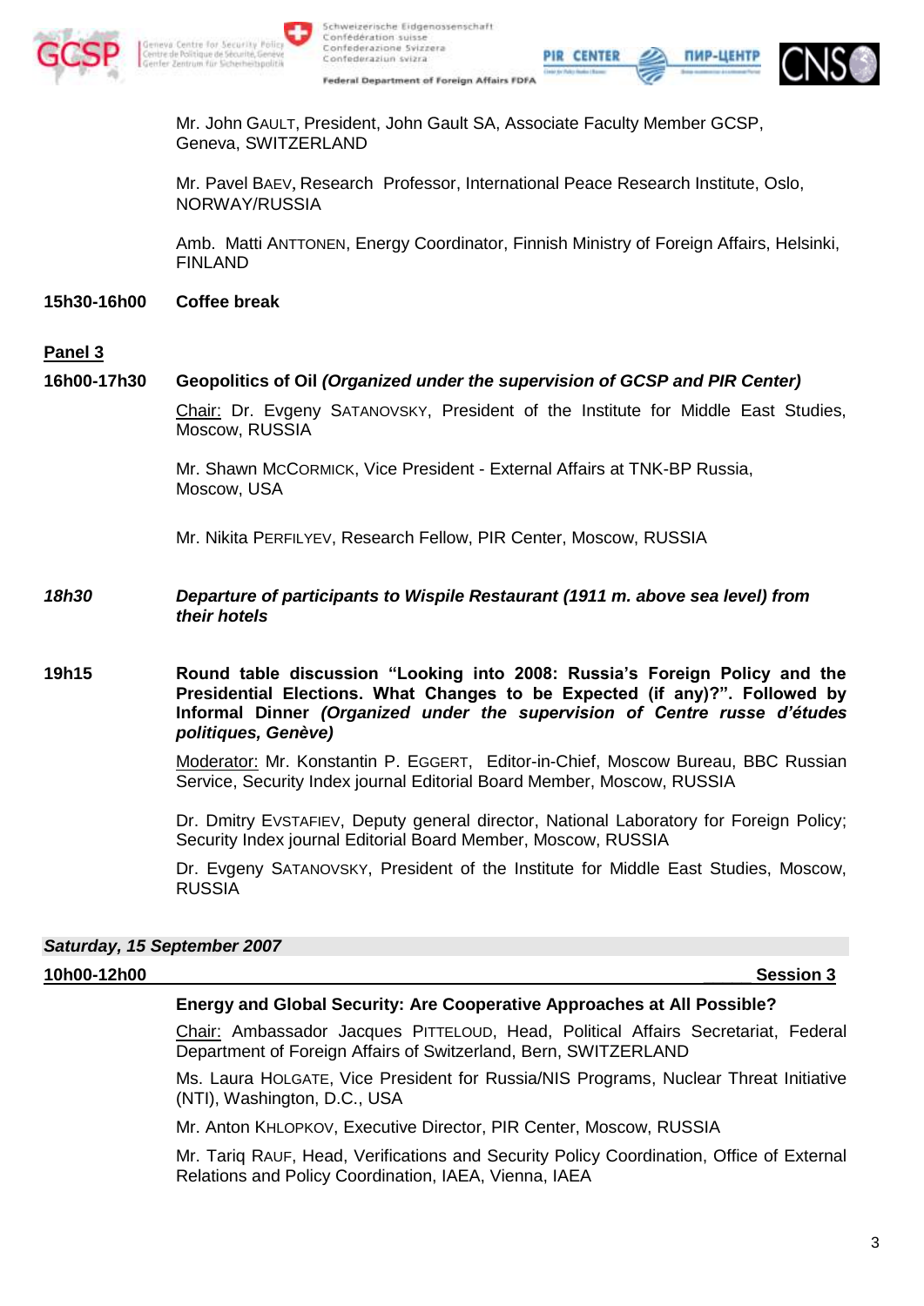Mr. John GAULT, President, John Gault SA, Associate Faculty Member GCSP, Geneva, SWITZERLAND

Mr. Pavel BAEV, Research Professor, International Peace Research Institute, Oslo, NORWAY/RUSSIA

Amb. Matti ANTTONEN, Energy Coordinator, Finnish Ministry of Foreign Affairs, Helsinki, FINLAND

**15h30-16h00** **Coffee break**

**Panel 3**

**16h00-17h30** **Geopolitics of Oil *(Organized under the supervision of GCSP and PIR Center)***

Chair: Dr. Evgeny SATANOVSKY, President of the Institute for Middle East Studies, Moscow, RUSSIA

Mr. Shawn MCCORMICK, Vice President - External Affairs at TNK-BP Russia, Moscow, USA

Mr. Nikita PERFILYEV, Research Fellow, PIR Center, Moscow, RUSSIA

***18h30*** ***Departure of participants to Wispile Restaurant (1911 m. above sea level) from their hotels***

**19h15** **Round table discussion "Looking into 2008: Russia's Foreign Policy and the Presidential Elections. What Changes to be Expected (if any)?". Followed by Informal Dinner *(Organized under the supervision of Centre russe d'études politiques, Genève)***

Moderator: Mr. Konstantin P. EGGERT, Editor-in-Chief, Moscow Bureau, BBC Russian Service, Security Index journal Editorial Board Member, Moscow, RUSSIA

Dr. Dmitry EVSTAFIEV, Deputy general director, National Laboratory for Foreign Policy; Security Index journal Editorial Board Member, Moscow, RUSSIA

Dr. Evgeny SATANOVSKY, President of the Institute for Middle East Studies, Moscow, RUSSIA

***Saturday, 15 September 2007***

**10h00-12h00** **Session 3**

**Energy and Global Security: Are Cooperative Approaches at All Possible?**

Chair: Ambassador Jacques PITTELOUD, Head, Political Affairs Secretariat, Federal Department of Foreign Affairs of Switzerland, Bern, SWITZERLAND

Ms. Laura HOLGATE, Vice President for Russia/NIS Programs, Nuclear Threat Initiative (NTI), Washington, D.C., USA

Mr. Anton KHLOPKOV, Executive Director, PIR Center, Moscow, RUSSIA

Mr. Tariq RAUF, Head, Verifications and Security Policy Coordination, Office of External Relations and Policy Coordination, IAEA, Vienna, IAEA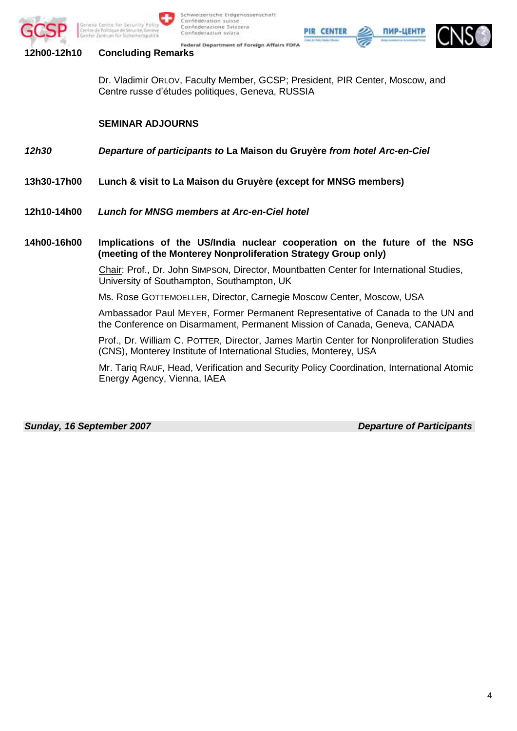**12h00-12h10 Concluding Remarks**

Dr. Vladimir ORLOV, Faculty Member, GCSP; President, PIR Center, Moscow, and Centre russe d'études politiques, Geneva, RUSSIA

**SEMINAR ADJOURNS**

***12h30*** ***Departure of participants to* La Maison du Gruyère *from hotel Arc-en-Ciel***

**13h30-17h00 Lunch & visit to La Maison du Gruyère (except for MNSG members)**

**12h10-14h00 *Lunch for MNSG members at Arc-en-Ciel hotel***

**14h00-16h00 Implications of the US/India nuclear cooperation on the future of the NSG (meeting of the Monterey Nonproliferation Strategy Group only)**

Chair: Prof., Dr. John SIMPSON, Director, Mountbatten Center for International Studies, University of Southampton, Southampton, UK

Ms. Rose GOTTEMOELLER, Director, Carnegie Moscow Center, Moscow, USA

Ambassador Paul MEYER, Former Permanent Representative of Canada to the UN and the Conference on Disarmament, Permanent Mission of Canada, Geneva, CANADA

Prof., Dr. William C. POTTER, Director, James Martin Center for Nonproliferation Studies (CNS), Monterey Institute of International Studies, Monterey, USA

Mr. Tariq RAUF, Head, Verification and Security Policy Coordination, International Atomic Energy Agency, Vienna, IAEA

***Sunday, 16 September 2007*** ***Departure of Participants***